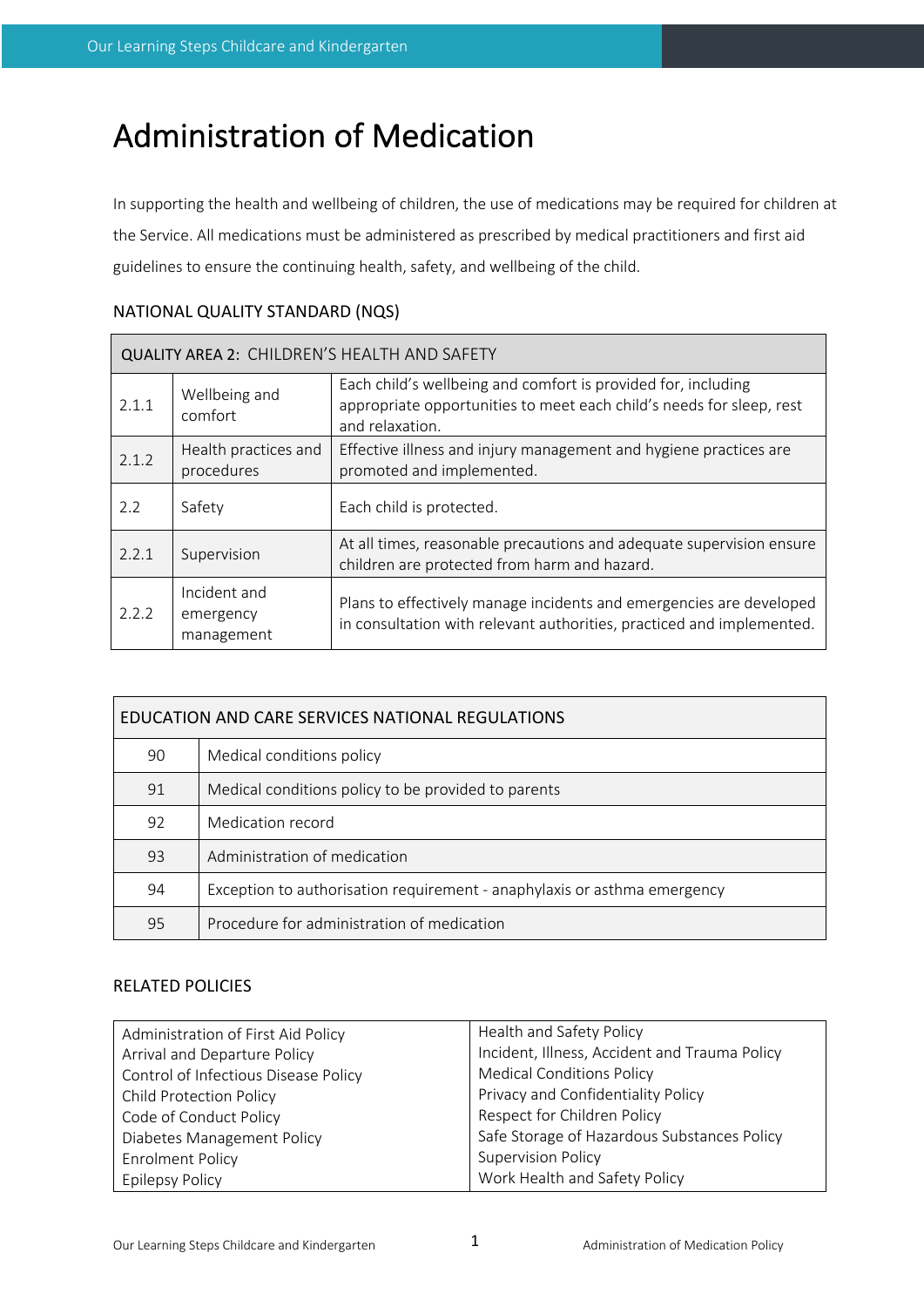# Administration of Medication

In supporting the health and wellbeing of children, the use of medications may be required for children at the Service. All medications must be administered as prescribed by medical practitioners and first aid guidelines to ensure the continuing health, safety, and wellbeing of the child.

## NATIONAL QUALITY STANDARD (NQS)

| QUALITY AREA 2: CHILDREN'S HEALTH AND SAFETY | | |
|---|---|---|
| 2.1.1 | Wellbeing and comfort | Each child's wellbeing and comfort is provided for, including appropriate opportunities to meet each child's needs for sleep, rest and relaxation. |
| 2.1.2 | Health practices and procedures | Effective illness and injury management and hygiene practices are promoted and implemented. |
| 2.2 | Safety | Each child is protected. |
| 2.2.1 | Supervision | At all times, reasonable precautions and adequate supervision ensure children are protected from harm and hazard. |
| 2.2.2 | Incident and emergency management | Plans to effectively manage incidents and emergencies are developed in consultation with relevant authorities, practiced and implemented. |

| EDUCATION AND CARE SERVICES NATIONAL REGULATIONS | |
|---|---|
| 90 | Medical conditions policy |
| 91 | Medical conditions policy to be provided to parents |
| 92 | Medication record |
| 93 | Administration of medication |
| 94 | Exception to authorisation requirement - anaphylaxis or asthma emergency |
| 95 | Procedure for administration of medication |

## RELATED POLICIES

| | |
|---|---|
| Administration of First Aid Policy<br>Arrival and Departure Policy<br>Control of Infectious Disease Policy<br>Child Protection Policy<br>Code of Conduct Policy<br>Diabetes Management Policy<br>Enrolment Policy<br>Epilepsy Policy | Health and Safety Policy<br>Incident, Illness, Accident and Trauma Policy<br>Medical Conditions Policy<br>Privacy and Confidentiality Policy<br>Respect for Children Policy<br>Safe Storage of Hazardous Substances Policy<br>Supervision Policy<br>Work Health and Safety Policy |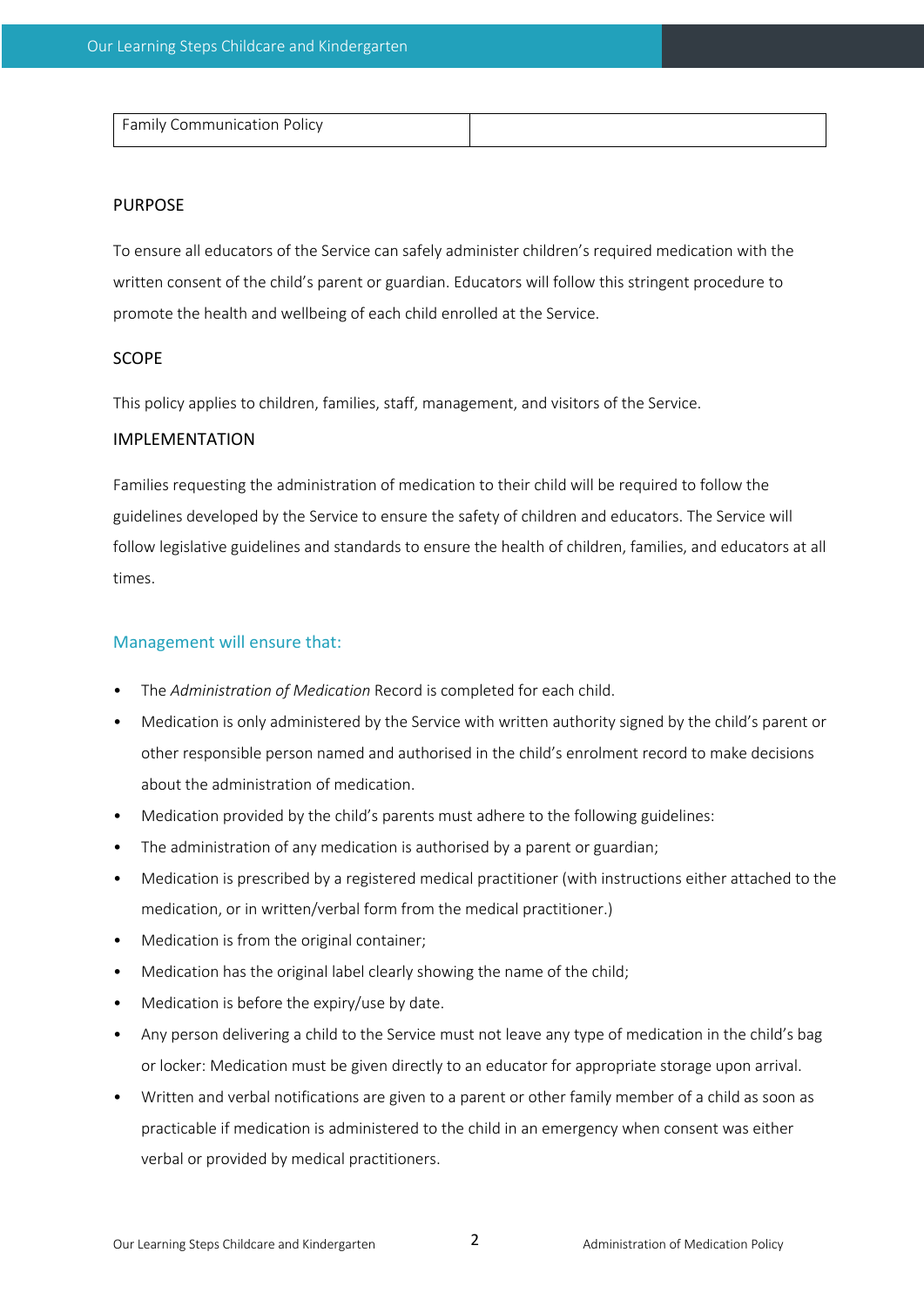| Family Communication Policy | |
|---|---|

## PURPOSE

To ensure all educators of the Service can safely administer children's required medication with the written consent of the child's parent or guardian. Educators will follow this stringent procedure to promote the health and wellbeing of each child enrolled at the Service.

## SCOPE

This policy applies to children, families, staff, management, and visitors of the Service.

## IMPLEMENTATION

Families requesting the administration of medication to their child will be required to follow the guidelines developed by the Service to ensure the safety of children and educators. The Service will follow legislative guidelines and standards to ensure the health of children, families, and educators at all times.

### Management will ensure that:

- The *Administration of Medication* Record is completed for each child.
- Medication is only administered by the Service with written authority signed by the child's parent or other responsible person named and authorised in the child's enrolment record to make decisions about the administration of medication.
- Medication provided by the child's parents must adhere to the following guidelines:
- The administration of any medication is authorised by a parent or guardian;
- Medication is prescribed by a registered medical practitioner (with instructions either attached to the medication, or in written/verbal form from the medical practitioner.)
- Medication is from the original container;
- Medication has the original label clearly showing the name of the child;
- Medication is before the expiry/use by date.
- Any person delivering a child to the Service must not leave any type of medication in the child's bag or locker: Medication must be given directly to an educator for appropriate storage upon arrival.
- Written and verbal notifications are given to a parent or other family member of a child as soon as practicable if medication is administered to the child in an emergency when consent was either verbal or provided by medical practitioners.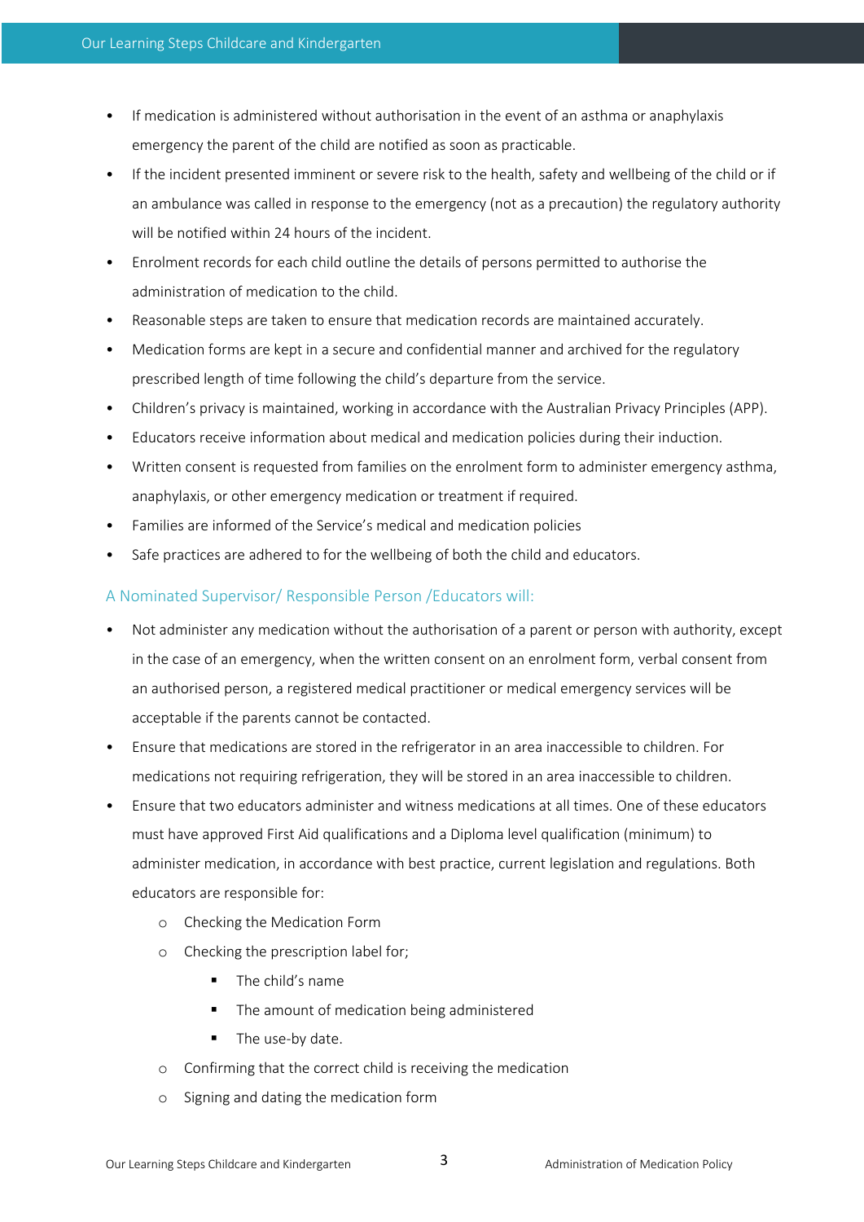- If medication is administered without authorisation in the event of an asthma or anaphylaxis emergency the parent of the child are notified as soon as practicable.
- If the incident presented imminent or severe risk to the health, safety and wellbeing of the child or if an ambulance was called in response to the emergency (not as a precaution) the regulatory authority will be notified within 24 hours of the incident.
- Enrolment records for each child outline the details of persons permitted to authorise the administration of medication to the child.
- Reasonable steps are taken to ensure that medication records are maintained accurately.
- Medication forms are kept in a secure and confidential manner and archived for the regulatory prescribed length of time following the child's departure from the service.
- Children's privacy is maintained, working in accordance with the Australian Privacy Principles (APP).
- Educators receive information about medical and medication policies during their induction.
- Written consent is requested from families on the enrolment form to administer emergency asthma, anaphylaxis, or other emergency medication or treatment if required.
- Families are informed of the Service's medical and medication policies
- Safe practices are adhered to for the wellbeing of both the child and educators.

### A Nominated Supervisor/ Responsible Person /Educators will:

- Not administer any medication without the authorisation of a parent or person with authority, except in the case of an emergency, when the written consent on an enrolment form, verbal consent from an authorised person, a registered medical practitioner or medical emergency services will be acceptable if the parents cannot be contacted.
- Ensure that medications are stored in the refrigerator in an area inaccessible to children. For medications not requiring refrigeration, they will be stored in an area inaccessible to children.
- Ensure that two educators administer and witness medications at all times. One of these educators must have approved First Aid qualifications and a Diploma level qualification (minimum) to administer medication, in accordance with best practice, current legislation and regulations. Both educators are responsible for:
  - Checking the Medication Form
  - Checking the prescription label for;
    - The child's name
    - The amount of medication being administered
    - The use-by date.
  - Confirming that the correct child is receiving the medication
  - Signing and dating the medication form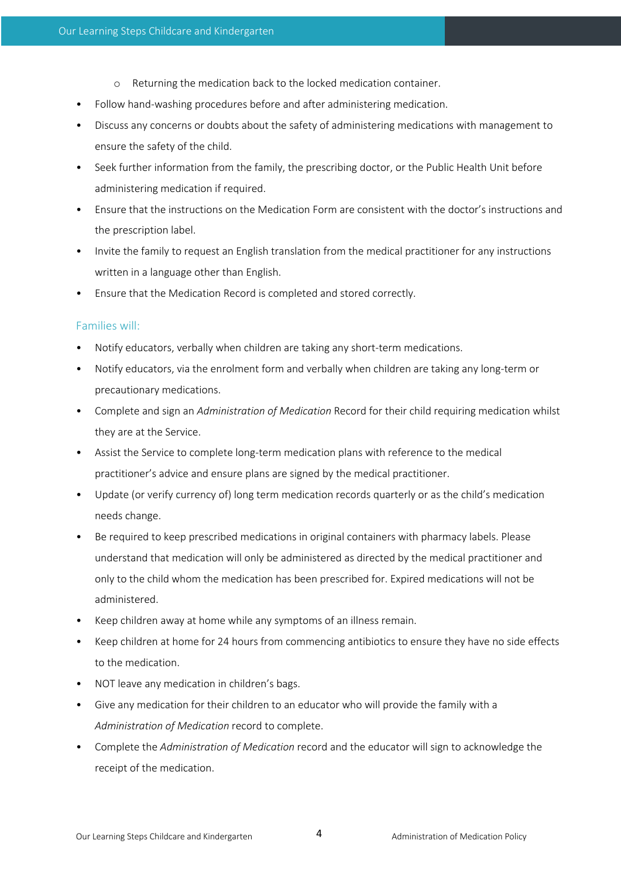- Returning the medication back to the locked medication container.
- Follow hand-washing procedures before and after administering medication.
- Discuss any concerns or doubts about the safety of administering medications with management to ensure the safety of the child.
- Seek further information from the family, the prescribing doctor, or the Public Health Unit before administering medication if required.
- Ensure that the instructions on the Medication Form are consistent with the doctor's instructions and the prescription label.
- Invite the family to request an English translation from the medical practitioner for any instructions written in a language other than English.
- Ensure that the Medication Record is completed and stored correctly.

### Families will:

- Notify educators, verbally when children are taking any short-term medications.
- Notify educators, via the enrolment form and verbally when children are taking any long-term or precautionary medications.
- Complete and sign an *Administration of Medication* Record for their child requiring medication whilst they are at the Service.
- Assist the Service to complete long-term medication plans with reference to the medical practitioner's advice and ensure plans are signed by the medical practitioner.
- Update (or verify currency of) long term medication records quarterly or as the child's medication needs change.
- Be required to keep prescribed medications in original containers with pharmacy labels. Please understand that medication will only be administered as directed by the medical practitioner and only to the child whom the medication has been prescribed for. Expired medications will not be administered.
- Keep children away at home while any symptoms of an illness remain.
- Keep children at home for 24 hours from commencing antibiotics to ensure they have no side effects to the medication.
- NOT leave any medication in children's bags.
- Give any medication for their children to an educator who will provide the family with a *Administration of Medication* record to complete.
- Complete the *Administration of Medication* record and the educator will sign to acknowledge the receipt of the medication.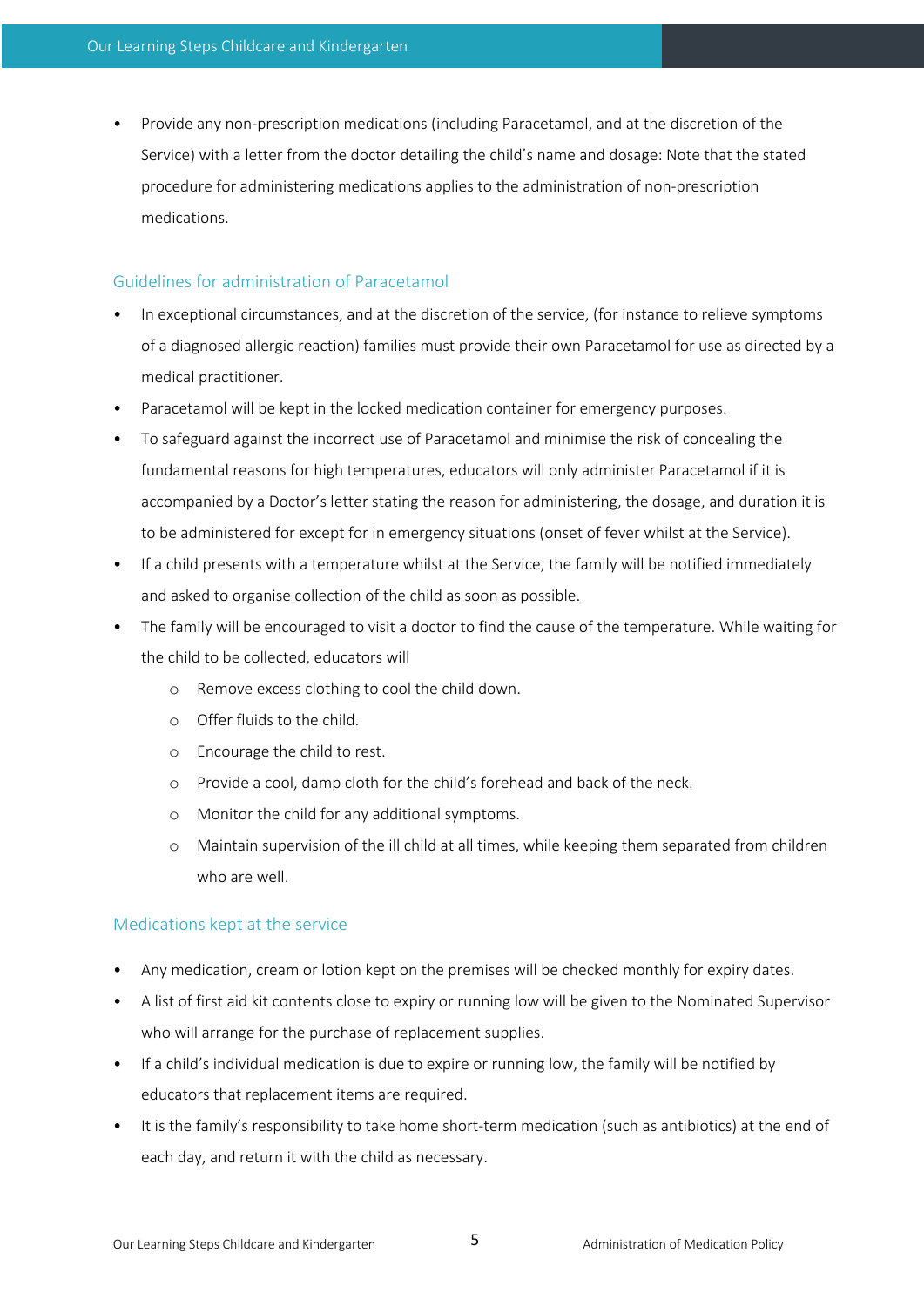- Provide any non-prescription medications (including Paracetamol, and at the discretion of the Service) with a letter from the doctor detailing the child's name and dosage: Note that the stated procedure for administering medications applies to the administration of non-prescription medications.

## Guidelines for administration of Paracetamol

- In exceptional circumstances, and at the discretion of the service, (for instance to relieve symptoms of a diagnosed allergic reaction) families must provide their own Paracetamol for use as directed by a medical practitioner.
- Paracetamol will be kept in the locked medication container for emergency purposes.
- To safeguard against the incorrect use of Paracetamol and minimise the risk of concealing the fundamental reasons for high temperatures, educators will only administer Paracetamol if it is accompanied by a Doctor's letter stating the reason for administering, the dosage, and duration it is to be administered for except for in emergency situations (onset of fever whilst at the Service).
- If a child presents with a temperature whilst at the Service, the family will be notified immediately and asked to organise collection of the child as soon as possible.
- The family will be encouraged to visit a doctor to find the cause of the temperature. While waiting for the child to be collected, educators will
  - Remove excess clothing to cool the child down.
  - Offer fluids to the child.
  - Encourage the child to rest.
  - Provide a cool, damp cloth for the child's forehead and back of the neck.
  - Monitor the child for any additional symptoms.
  - Maintain supervision of the ill child at all times, while keeping them separated from children who are well.

## Medications kept at the service

- Any medication, cream or lotion kept on the premises will be checked monthly for expiry dates.
- A list of first aid kit contents close to expiry or running low will be given to the Nominated Supervisor who will arrange for the purchase of replacement supplies.
- If a child's individual medication is due to expire or running low, the family will be notified by educators that replacement items are required.
- It is the family's responsibility to take home short-term medication (such as antibiotics) at the end of each day, and return it with the child as necessary.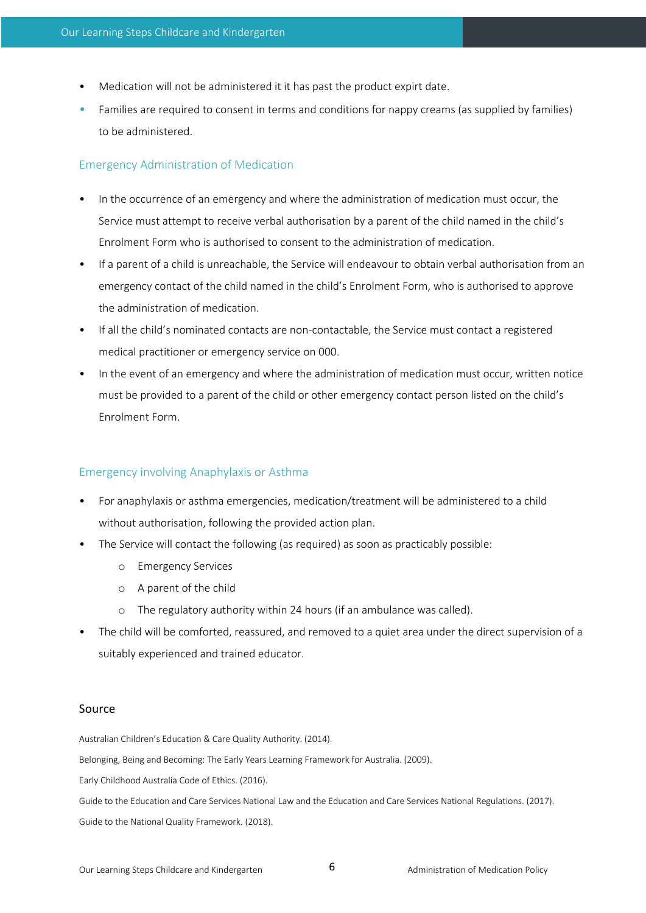- Medication will not be administered it it has past the product expirt date.
- Families are required to consent in terms and conditions for nappy creams (as supplied by families) to be administered.

## Emergency Administration of Medication

- In the occurrence of an emergency and where the administration of medication must occur, the Service must attempt to receive verbal authorisation by a parent of the child named in the child's Enrolment Form who is authorised to consent to the administration of medication.
- If a parent of a child is unreachable, the Service will endeavour to obtain verbal authorisation from an emergency contact of the child named in the child's Enrolment Form, who is authorised to approve the administration of medication.
- If all the child's nominated contacts are non-contactable, the Service must contact a registered medical practitioner or emergency service on 000.
- In the event of an emergency and where the administration of medication must occur, written notice must be provided to a parent of the child or other emergency contact person listed on the child's Enrolment Form.

## Emergency involving Anaphylaxis or Asthma

- For anaphylaxis or asthma emergencies, medication/treatment will be administered to a child without authorisation, following the provided action plan.
- The Service will contact the following (as required) as soon as practicably possible:
  - Emergency Services
  - A parent of the child
  - The regulatory authority within 24 hours (if an ambulance was called).
- The child will be comforted, reassured, and removed to a quiet area under the direct supervision of a suitably experienced and trained educator.

## Source

Australian Children's Education & Care Quality Authority. (2014).

Belonging, Being and Becoming: The Early Years Learning Framework for Australia. (2009).

Early Childhood Australia Code of Ethics. (2016).

Guide to the Education and Care Services National Law and the Education and Care Services National Regulations. (2017).

Guide to the National Quality Framework. (2018).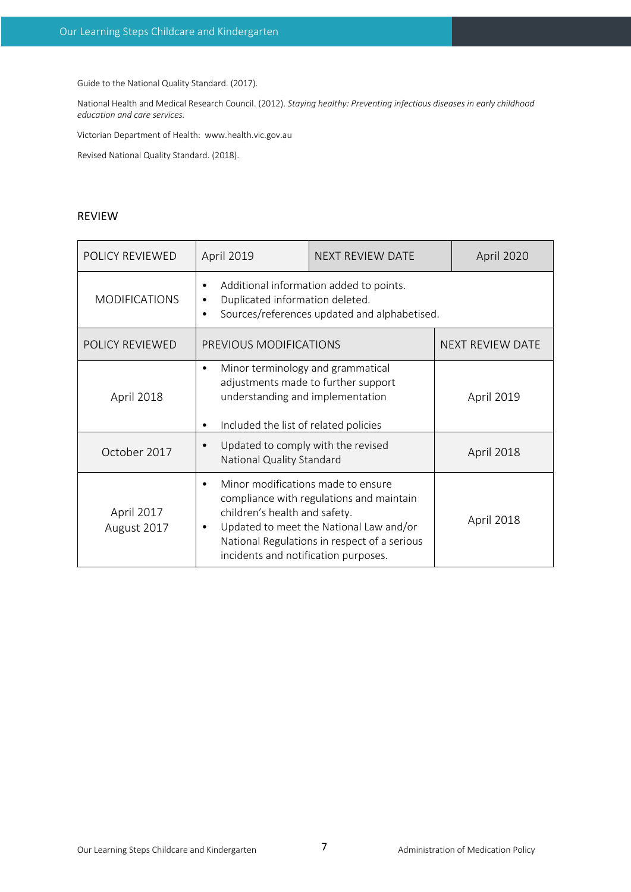Guide to the National Quality Standard. (2017).

National Health and Medical Research Council. (2012). *Staying healthy: Preventing infectious diseases in early childhood education and care services.*

Victorian Department of Health: www.health.vic.gov.au

Revised National Quality Standard. (2018).

## REVIEW

| POLICY REVIEWED | April 2019 | NEXT REVIEW DATE | April 2020 |
|---|---|---|---|
| MODIFICATIONS | • Additional information added to points.<br>• Duplicated information deleted.<br>• Sources/references updated and alphabetised. | | |
| POLICY REVIEWED | PREVIOUS MODIFICATIONS | | NEXT REVIEW DATE |
| April 2018 | • Minor terminology and grammatical adjustments made to further support understanding and implementation<br>• Included the list of related policies | | April 2019 |
| October 2017 | • Updated to comply with the revised National Quality Standard | | April 2018 |
| April 2017<br>August 2017 | • Minor modifications made to ensure compliance with regulations and maintain children's health and safety.<br>• Updated to meet the National Law and/or National Regulations in respect of a serious incidents and notification purposes. | | April 2018 |